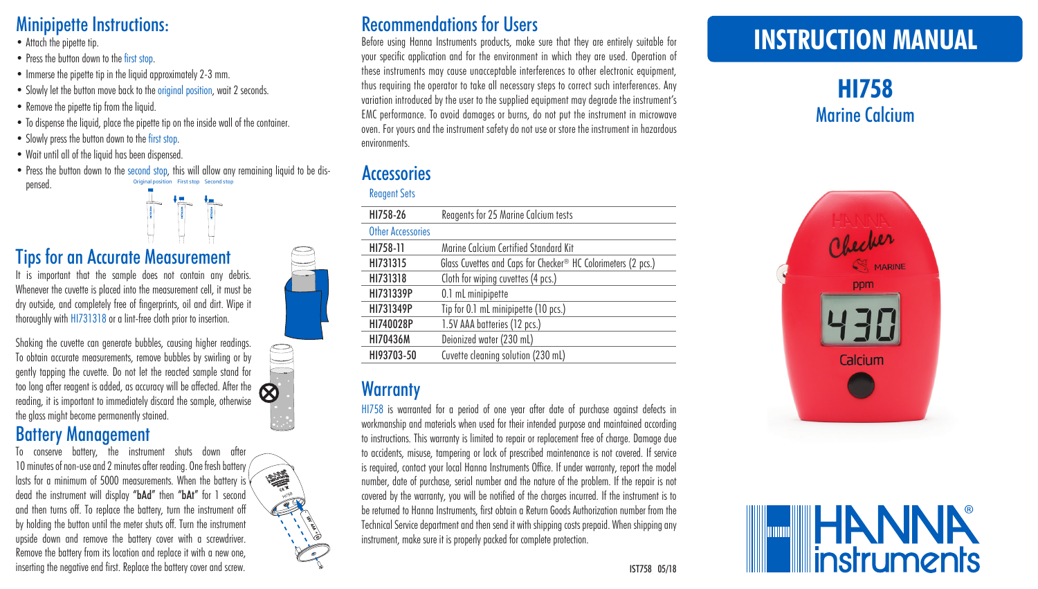## Minipipette Instructions:

- Attach the pipette tip.
- Press the button down to the first stop.
- Immerse the pipette tip in the liquid approximately 2-3 mm.
- Slowly let the button move back to the original position, wait 2 seconds.
- Remove the pipette tip from the liquid.
- To dispense the liquid, place the pipette tip on the inside wall of the container.
- Slowly press the button down to the first stop.
- Wait until all of the liquid has been dispensed.
- Press the button down to the second stop, this will allow any remaining liquid to be dispensed.

Original position First stop Second stop

## Tips for an Accurate Measurement

It is important that the sample does not contain any debris. Whenever the cuvette is placed into the measurement cell, it must be dry outside, and completely free of fingerprints, oil and dirt. Wipe it thoroughly with HI731318 or a lint-free cloth prior to insertion.

Shaking the cuvette can generate bubbles, causing higher readings. To obtain accurate measurements, remove bubbles by swirling or by gently tapping the cuvette. Do not let the reacted sample stand for too long after reagent is added, as accuracy will be affected. After the reading, it is important to immediately discard the sample, otherwise the glass might become permanently stained.

## Battery Management

To conserve battery, the instrument shuts down after 10 minutes of non-use and 2 minutes after reading. One fresh battery lasts for a minimum of 5000 measurements. When the battery is dead the instrument will display "**bAd**" then "**bAt**" for 1 second and then turns off. To replace the battery, turn the instrument off by holding the button until the meter shuts off. Turn the instrument upside down and remove the battery cover with a screwdriver. Remove the battery from its location and replace it with a new one, inserting the negative end first. Replace the battery cover and screw.

## Recommendations for Users

Before using Hanna Instruments products, make sure that they are entirely suitable for your specific application and for the environment in which they are used. Operation of these instruments may cause unacceptable interferences to other electronic equipment, thus requiring the operator to take all necessary steps to correct such interferences. Any variation introduced by the user to the supplied equipment may degrade the instrument's EMC performance. To avoid damages or burns, do not put the instrument in microwave oven. For yours and the instrument safety do not use or store the instrument in hazardous environments.

## Accessories

Reagent Sets

| | |
|---|---|
| HI758-26 | Reagents for 25 Marine Calcium tests |
| **Other Accessories** | |
| HI758-11 | Marine Calcium Certified Standard Kit |
| HI731315 | Glass Cuvettes and Caps for Checker® HC Colorimeters (2 pcs.) |
| HI731318 | Cloth for wiping cuvettes (4 pcs.) |
| HI731339P | 0.1 mL minipipette |
| HI731349P | Tip for 0.1 mL minipipette (10 pcs.) |
| HI740028P | 1.5V AAA batteries (12 pcs.) |
| HI70436M | Deionized water (230 mL) |
| HI93703-50 | Cuvette cleaning solution (230 mL) |

## Warranty

HI758 is warranted for a period of one year after date of purchase against defects in workmanship and materials when used for their intended purpose and maintained according to instructions. This warranty is limited to repair or replacement free of charge. Damage due to accidents, misuse, tampering or lack of prescribed maintenance is not covered. If service is required, contact your local Hanna Instruments Office. If under warranty, report the model number, date of purchase, serial number and the nature of the problem. If the repair is not covered by the warranty, you will be notified of the charges incurred. If the instrument is to be returned to Hanna Instruments, first obtain a Return Goods Authorization number from the Technical Service department and then send it with shipping costs prepaid. When shipping any instrument, make sure it is properly packed for complete protection.

IST758 05/18

# INSTRUCTION MANUAL

## HI758
Marine Calcium

HANNA instruments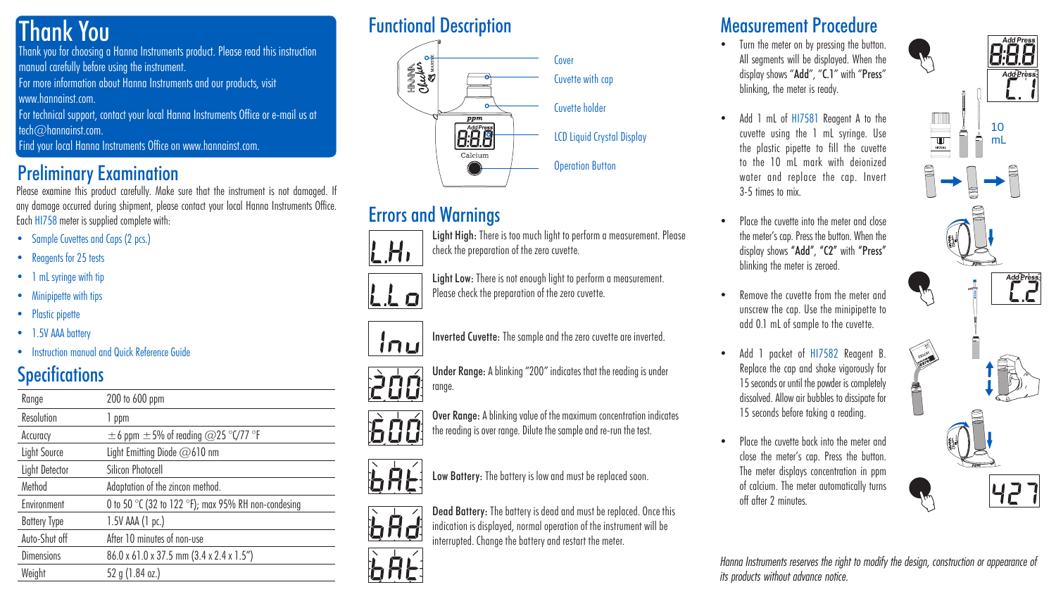# Thank You

Thank you for choosing a Hanna Instruments product. Please read this instruction manual carefully before using the instrument.

For more information about Hanna Instruments and our products, visit www.hannainst.com.

For technical support, contact your local Hanna Instruments Office or e-mail us at tech@hannainst.com.

Find your local Hanna Instruments Office on www.hannainst.com.

## Preliminary Examination

Please examine this product carefully. Make sure that the instrument is not damaged. If any damage occurred during shipment, please contact your local Hanna Instruments Office. Each HI758 meter is supplied complete with:

- Sample Cuvettes and Caps (2 pcs.)
- Reagents for 25 tests
- 1 mL syringe with tip
- Minipipette with tips
- Plastic pipette
- 1.5V AAA battery
- Instruction manual and Quick Reference Guide

## Specifications

| | |
|---|---|
| Range | 200 to 600 ppm |
| Resolution | 1 ppm |
| Accuracy | ±6 ppm ±5% of reading @25 °C/77 °F |
| Light Source | Light Emitting Diode @610 nm |
| Light Detector | Silicon Photocell |
| Method | Adaptation of the zincon method. |
| Environment | 0 to 50 °C (32 to 122 °F); max 95% RH non-condesing |
| Battery Type | 1.5V AAA (1 pc.) |
| Auto-Shut off | After 10 minutes of non-use |
| Dimensions | 86.0 x 61.0 x 37.5 mm (3.4 x 2.4 x 1.5”) |
| Weight | 52 g (1.84 oz.) |

## Functional Description

Cover

Cuvette with cap

Cuvette holder

LCD Liquid Crystal Display

Operation Button

## Errors and Warnings

L.Hi — **Light High:** There is too much light to perform a measurement. Please check the preparation of the zero cuvette.

L.Lo — **Light Low:** There is not enough light to perform a measurement. Please check the preparation of the zero cuvette.

Inu — **Inverted Cuvette:** The sample and the zero cuvette are inverted.

200 — **Under Range:** A blinking “200” indicates that the reading is under range.

600 — **Over Range:** A blinking value of the maximum concentration indicates the reading is over range. Dilute the sample and re-run the test.

bAt — **Low Battery:** The battery is low and must be replaced soon.

bAd / bAt — **Dead Battery:** The battery is dead and must be replaced. Once this indication is displayed, normal operation of the instrument will be interrupted. Change the battery and restart the meter.

## Measurement Procedure

- Turn the meter on by pressing the button. All segments will be displayed. When the display shows “**Add**”, “**C.1**” with “**Press**” blinking, the meter is ready.
- Add 1 mL of HI7581 Reagent A to the cuvette using the 1 mL syringe. Use the plastic pipette to fill the cuvette to the 10 mL mark with deionized water and replace the cap. Invert 3-5 times to mix.
- Place the cuvette into the meter and close the meter's cap. Press the button. When the display shows “**Add**”, “**C2**” with “**Press**” blinking the meter is zeroed.
- Remove the cuvette from the meter and unscrew the cap. Use the minipipette to add 0.1 mL of sample to the cuvette.
- Add 1 packet of HI7582 Reagent B. Replace the cap and shake vigorously for 15 seconds or until the powder is completely dissolved. Allow air bubbles to dissipate for 15 seconds before taking a reading.
- Place the cuvette back into the meter and close the meter's cap. Press the button. The meter displays concentration in ppm of calcium. The meter automatically turns off after 2 minutes.

*Hanna Instruments reserves the right to modify the design, construction or appearance of its products without advance notice.*